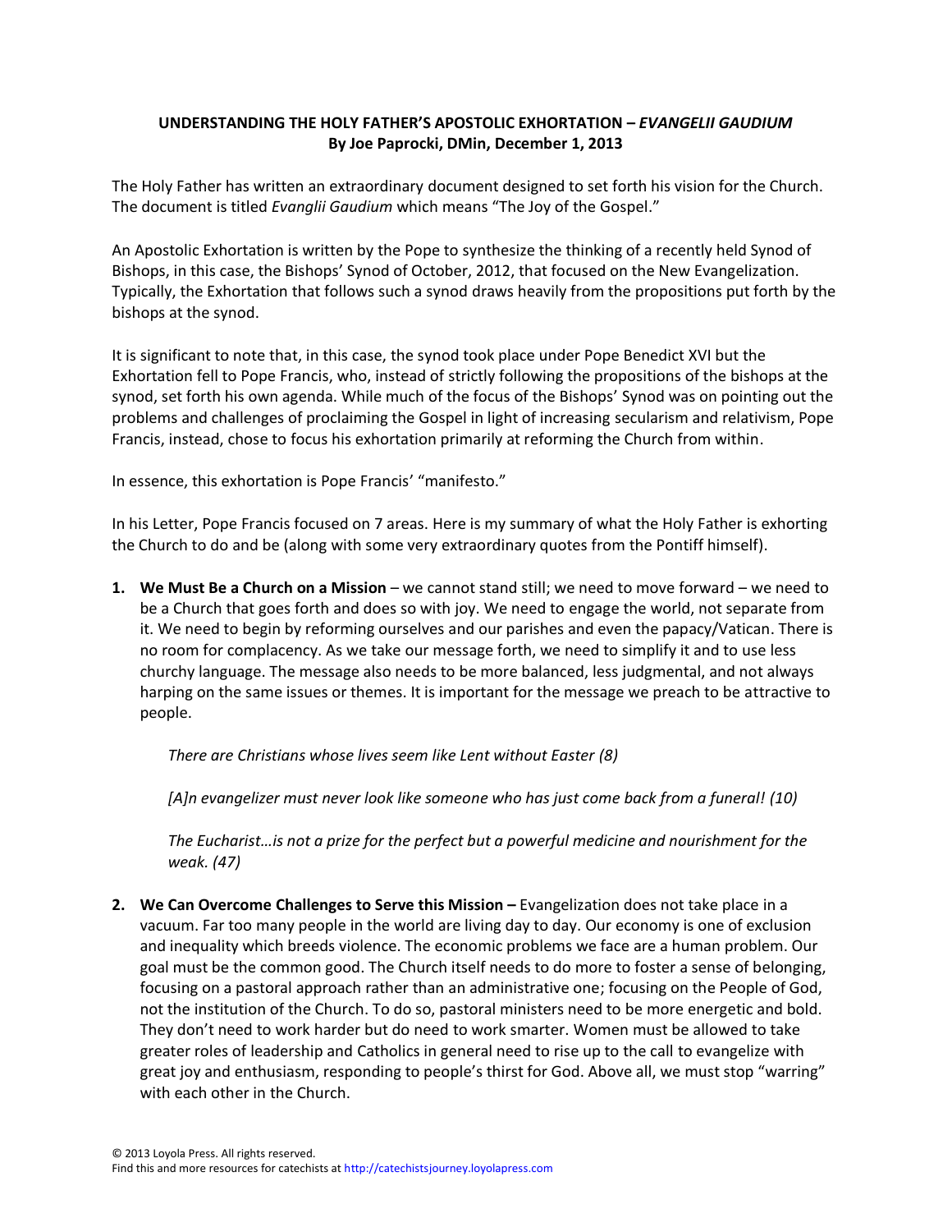# UNDERSTANDING THE HOLY FATHER'S APOSTOLIC EXHORTATION – *EVANGELII GAUDIUM*

**By Joe Paprocki, DMin, December 1, 2013**

The Holy Father has written an extraordinary document designed to set forth his vision for the Church. The document is titled *Evanglii Gaudium* which means "The Joy of the Gospel."

An Apostolic Exhortation is written by the Pope to synthesize the thinking of a recently held Synod of Bishops, in this case, the Bishops' Synod of October, 2012, that focused on the New Evangelization. Typically, the Exhortation that follows such a synod draws heavily from the propositions put forth by the bishops at the synod.

It is significant to note that, in this case, the synod took place under Pope Benedict XVI but the Exhortation fell to Pope Francis, who, instead of strictly following the propositions of the bishops at the synod, set forth his own agenda. While much of the focus of the Bishops' Synod was on pointing out the problems and challenges of proclaiming the Gospel in light of increasing secularism and relativism, Pope Francis, instead, chose to focus his exhortation primarily at reforming the Church from within.

In essence, this exhortation is Pope Francis' "manifesto."

In his Letter, Pope Francis focused on 7 areas. Here is my summary of what the Holy Father is exhorting the Church to do and be (along with some very extraordinary quotes from the Pontiff himself).

1. **We Must Be a Church on a Mission** – we cannot stand still; we need to move forward – we need to be a Church that goes forth and does so with joy. We need to engage the world, not separate from it. We need to begin by reforming ourselves and our parishes and even the papacy/Vatican. There is no room for complacency. As we take our message forth, we need to simplify it and to use less churchy language. The message also needs to be more balanced, less judgmental, and not always harping on the same issues or themes. It is important for the message we preach to be attractive to people.

   *There are Christians whose lives seem like Lent without Easter (8)*

   *[A]n evangelizer must never look like someone who has just come back from a funeral! (10)*

   *The Eucharist…is not a prize for the perfect but a powerful medicine and nourishment for the weak. (47)*

2. **We Can Overcome Challenges to Serve this Mission –** Evangelization does not take place in a vacuum. Far too many people in the world are living day to day. Our economy is one of exclusion and inequality which breeds violence. The economic problems we face are a human problem. Our goal must be the common good. The Church itself needs to do more to foster a sense of belonging, focusing on a pastoral approach rather than an administrative one; focusing on the People of God, not the institution of the Church. To do so, pastoral ministers need to be more energetic and bold. They don't need to work harder but do need to work smarter. Women must be allowed to take greater roles of leadership and Catholics in general need to rise up to the call to evangelize with great joy and enthusiasm, responding to people's thirst for God. Above all, we must stop "warring" with each other in the Church.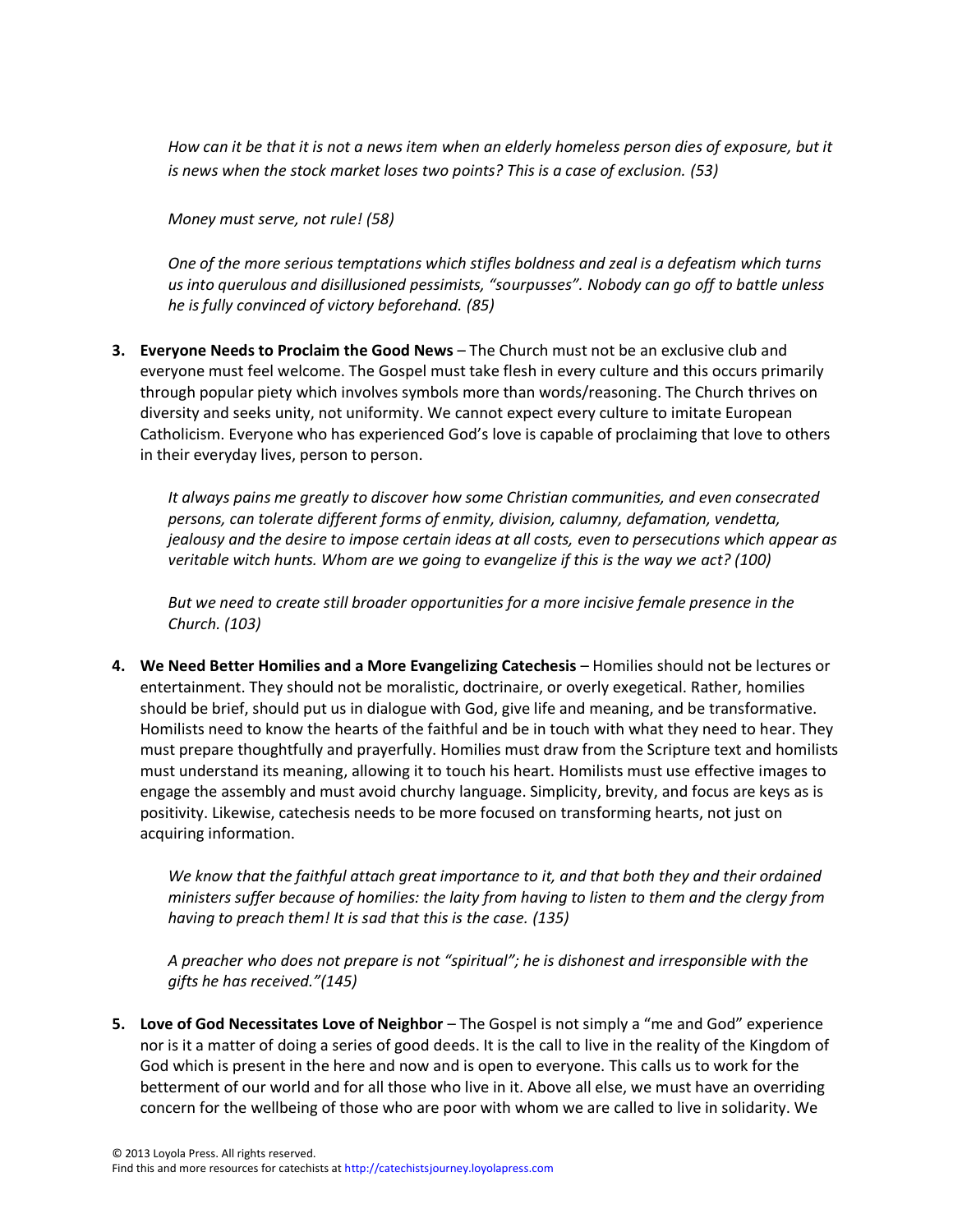*How can it be that it is not a news item when an elderly homeless person dies of exposure, but it is news when the stock market loses two points? This is a case of exclusion. (53)*

*Money must serve, not rule! (58)*

*One of the more serious temptations which stifles boldness and zeal is a defeatism which turns us into querulous and disillusioned pessimists, "sourpusses". Nobody can go off to battle unless he is fully convinced of victory beforehand. (85)*

3. **Everyone Needs to Proclaim the Good News** – The Church must not be an exclusive club and everyone must feel welcome. The Gospel must take flesh in every culture and this occurs primarily through popular piety which involves symbols more than words/reasoning. The Church thrives on diversity and seeks unity, not uniformity. We cannot expect every culture to imitate European Catholicism. Everyone who has experienced God's love is capable of proclaiming that love to others in their everyday lives, person to person.

   *It always pains me greatly to discover how some Christian communities, and even consecrated persons, can tolerate different forms of enmity, division, calumny, defamation, vendetta, jealousy and the desire to impose certain ideas at all costs, even to persecutions which appear as veritable witch hunts. Whom are we going to evangelize if this is the way we act? (100)*

   *But we need to create still broader opportunities for a more incisive female presence in the Church. (103)*

4. **We Need Better Homilies and a More Evangelizing Catechesis** – Homilies should not be lectures or entertainment. They should not be moralistic, doctrinaire, or overly exegetical. Rather, homilies should be brief, should put us in dialogue with God, give life and meaning, and be transformative. Homilists need to know the hearts of the faithful and be in touch with what they need to hear. They must prepare thoughtfully and prayerfully. Homilies must draw from the Scripture text and homilists must understand its meaning, allowing it to touch his heart. Homilists must use effective images to engage the assembly and must avoid churchy language. Simplicity, brevity, and focus are keys as is positivity. Likewise, catechesis needs to be more focused on transforming hearts, not just on acquiring information.

   *We know that the faithful attach great importance to it, and that both they and their ordained ministers suffer because of homilies: the laity from having to listen to them and the clergy from having to preach them! It is sad that this is the case. (135)*

   *A preacher who does not prepare is not "spiritual"; he is dishonest and irresponsible with the gifts he has received."(145)*

5. **Love of God Necessitates Love of Neighbor** – The Gospel is not simply a "me and God" experience nor is it a matter of doing a series of good deeds. It is the call to live in the reality of the Kingdom of God which is present in the here and now and is open to everyone. This calls us to work for the betterment of our world and for all those who live in it. Above all else, we must have an overriding concern for the wellbeing of those who are poor with whom we are called to live in solidarity. We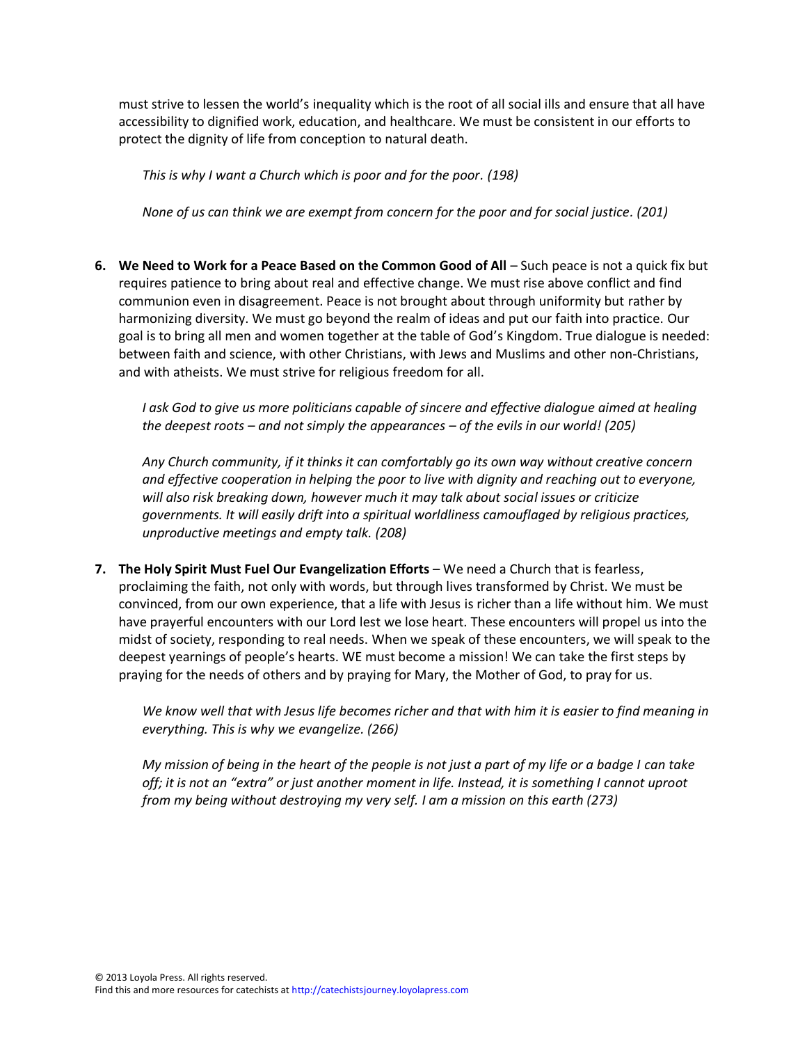must strive to lessen the world's inequality which is the root of all social ills and ensure that all have accessibility to dignified work, education, and healthcare. We must be consistent in our efforts to protect the dignity of life from conception to natural death.

*This is why I want a Church which is poor and for the poor. (198)*

*None of us can think we are exempt from concern for the poor and for social justice. (201)*

6. **We Need to Work for a Peace Based on the Common Good of All** – Such peace is not a quick fix but requires patience to bring about real and effective change. We must rise above conflict and find communion even in disagreement. Peace is not brought about through uniformity but rather by harmonizing diversity. We must go beyond the realm of ideas and put our faith into practice. Our goal is to bring all men and women together at the table of God's Kingdom. True dialogue is needed: between faith and science, with other Christians, with Jews and Muslims and other non-Christians, and with atheists. We must strive for religious freedom for all.

   *I ask God to give us more politicians capable of sincere and effective dialogue aimed at healing the deepest roots – and not simply the appearances – of the evils in our world! (205)*

   *Any Church community, if it thinks it can comfortably go its own way without creative concern and effective cooperation in helping the poor to live with dignity and reaching out to everyone, will also risk breaking down, however much it may talk about social issues or criticize governments. It will easily drift into a spiritual worldliness camouflaged by religious practices, unproductive meetings and empty talk. (208)*

7. **The Holy Spirit Must Fuel Our Evangelization Efforts** – We need a Church that is fearless, proclaiming the faith, not only with words, but through lives transformed by Christ. We must be convinced, from our own experience, that a life with Jesus is richer than a life without him. We must have prayerful encounters with our Lord lest we lose heart. These encounters will propel us into the midst of society, responding to real needs. When we speak of these encounters, we will speak to the deepest yearnings of people's hearts. WE must become a mission! We can take the first steps by praying for the needs of others and by praying for Mary, the Mother of God, to pray for us.

   *We know well that with Jesus life becomes richer and that with him it is easier to find meaning in everything. This is why we evangelize. (266)*

   *My mission of being in the heart of the people is not just a part of my life or a badge I can take off; it is not an "extra" or just another moment in life. Instead, it is something I cannot uproot from my being without destroying my very self. I am a mission on this earth (273)*

© 2013 Loyola Press. All rights reserved.
Find this and more resources for catechists at http://catechistsjourney.loyolapress.com